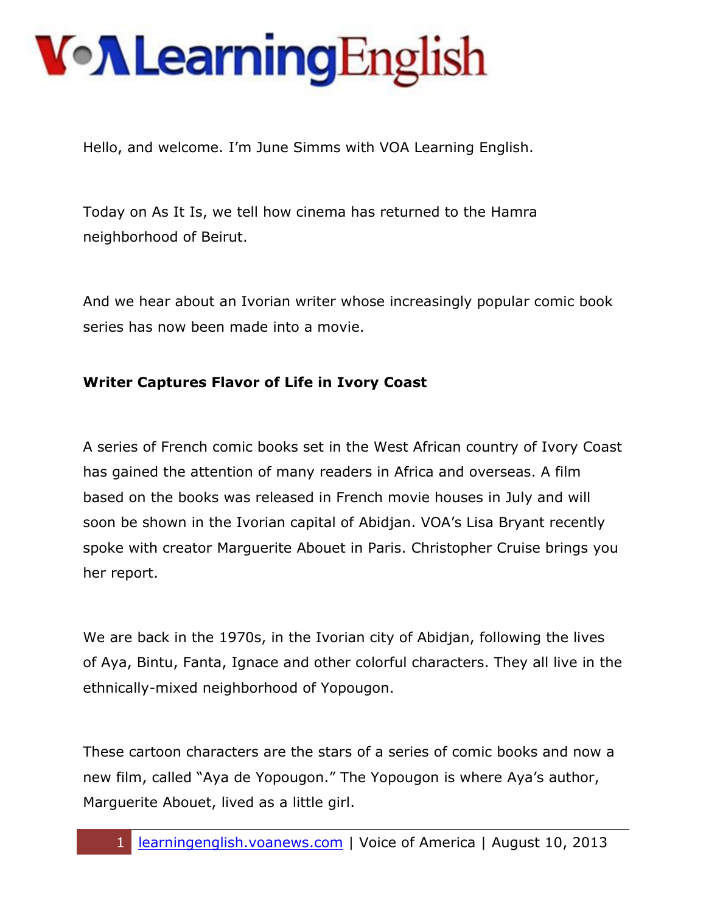# VOA Learning English

Hello, and welcome. I'm June Simms with VOA Learning English.

Today on As It Is, we tell how cinema has returned to the Hamra neighborhood of Beirut.

And we hear about an Ivorian writer whose increasingly popular comic book series has now been made into a movie.

**Writer Captures Flavor of Life in Ivory Coast**

A series of French comic books set in the West African country of Ivory Coast has gained the attention of many readers in Africa and overseas. A film based on the books was released in French movie houses in July and will soon be shown in the Ivorian capital of Abidjan. VOA's Lisa Bryant recently spoke with creator Marguerite Abouet in Paris. Christopher Cruise brings you her report.

We are back in the 1970s, in the Ivorian city of Abidjan, following the lives of Aya, Bintu, Fanta, Ignace and other colorful characters. They all live in the ethnically-mixed neighborhood of Yopougon.

These cartoon characters are the stars of a series of comic books and now a new film, called "Aya de Yopougon." The Yopougon is where Aya's author, Marguerite Abouet, lived as a little girl.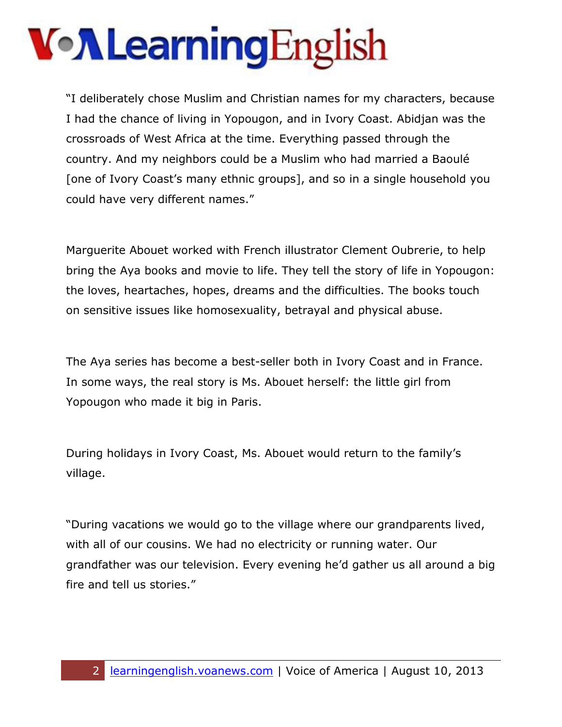"I deliberately chose Muslim and Christian names for my characters, because I had the chance of living in Yopougon, and in Ivory Coast. Abidjan was the crossroads of West Africa at the time. Everything passed through the country. And my neighbors could be a Muslim who had married a Baoulé [one of Ivory Coast's many ethnic groups], and so in a single household you could have very different names."

Marguerite Abouet worked with French illustrator Clement Oubrerie, to help bring the Aya books and movie to life. They tell the story of life in Yopougon: the loves, heartaches, hopes, dreams and the difficulties. The books touch on sensitive issues like homosexuality, betrayal and physical abuse.

The Aya series has become a best-seller both in Ivory Coast and in France. In some ways, the real story is Ms. Abouet herself: the little girl from Yopougon who made it big in Paris.

During holidays in Ivory Coast, Ms. Abouet would return to the family's village.

"During vacations we would go to the village where our grandparents lived, with all of our cousins. We had no electricity or running water. Our grandfather was our television. Every evening he'd gather us all around a big fire and tell us stories."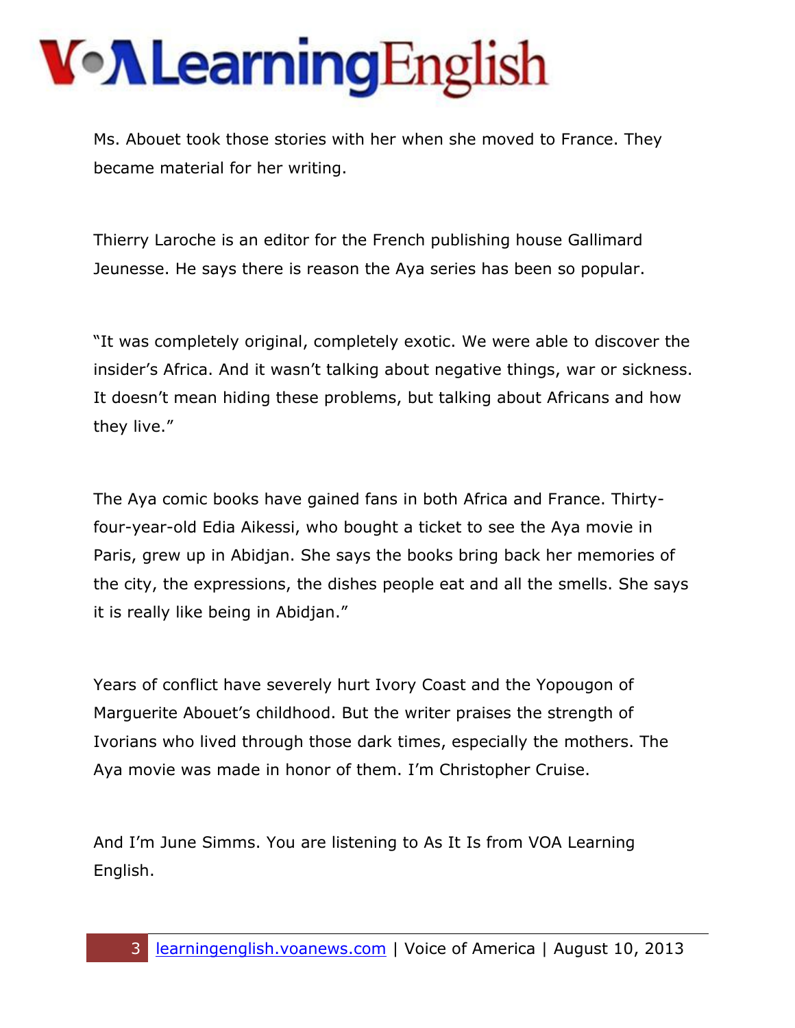Ms. Abouet took those stories with her when she moved to France. They became material for her writing.

Thierry Laroche is an editor for the French publishing house Gallimard Jeunesse. He says there is reason the Aya series has been so popular.

"It was completely original, completely exotic. We were able to discover the insider's Africa. And it wasn't talking about negative things, war or sickness. It doesn't mean hiding these problems, but talking about Africans and how they live."

The Aya comic books have gained fans in both Africa and France. Thirty-four-year-old Edia Aikessi, who bought a ticket to see the Aya movie in Paris, grew up in Abidjan. She says the books bring back her memories of the city, the expressions, the dishes people eat and all the smells. She says it is really like being in Abidjan."

Years of conflict have severely hurt Ivory Coast and the Yopougon of Marguerite Abouet's childhood. But the writer praises the strength of Ivorians who lived through those dark times, especially the mothers. The Aya movie was made in honor of them. I'm Christopher Cruise.

And I'm June Simms. You are listening to As It Is from VOA Learning English.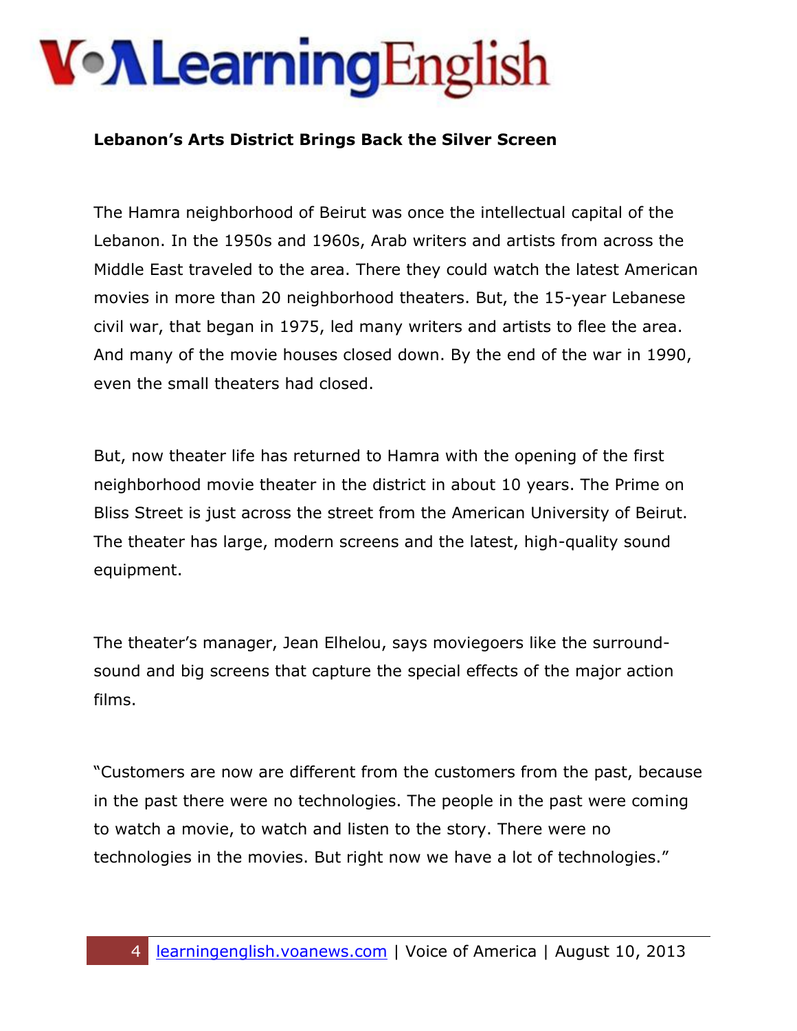**Lebanon's Arts District Brings Back the Silver Screen**

The Hamra neighborhood of Beirut was once the intellectual capital of the Lebanon. In the 1950s and 1960s, Arab writers and artists from across the Middle East traveled to the area. There they could watch the latest American movies in more than 20 neighborhood theaters. But, the 15-year Lebanese civil war, that began in 1975, led many writers and artists to flee the area. And many of the movie houses closed down. By the end of the war in 1990, even the small theaters had closed.

But, now theater life has returned to Hamra with the opening of the first neighborhood movie theater in the district in about 10 years. The Prime on Bliss Street is just across the street from the American University of Beirut. The theater has large, modern screens and the latest, high-quality sound equipment.

The theater's manager, Jean Elhelou, says moviegoers like the surround-sound and big screens that capture the special effects of the major action films.

"Customers are now are different from the customers from the past, because in the past there were no technologies. The people in the past were coming to watch a movie, to watch and listen to the story. There were no technologies in the movies. But right now we have a lot of technologies."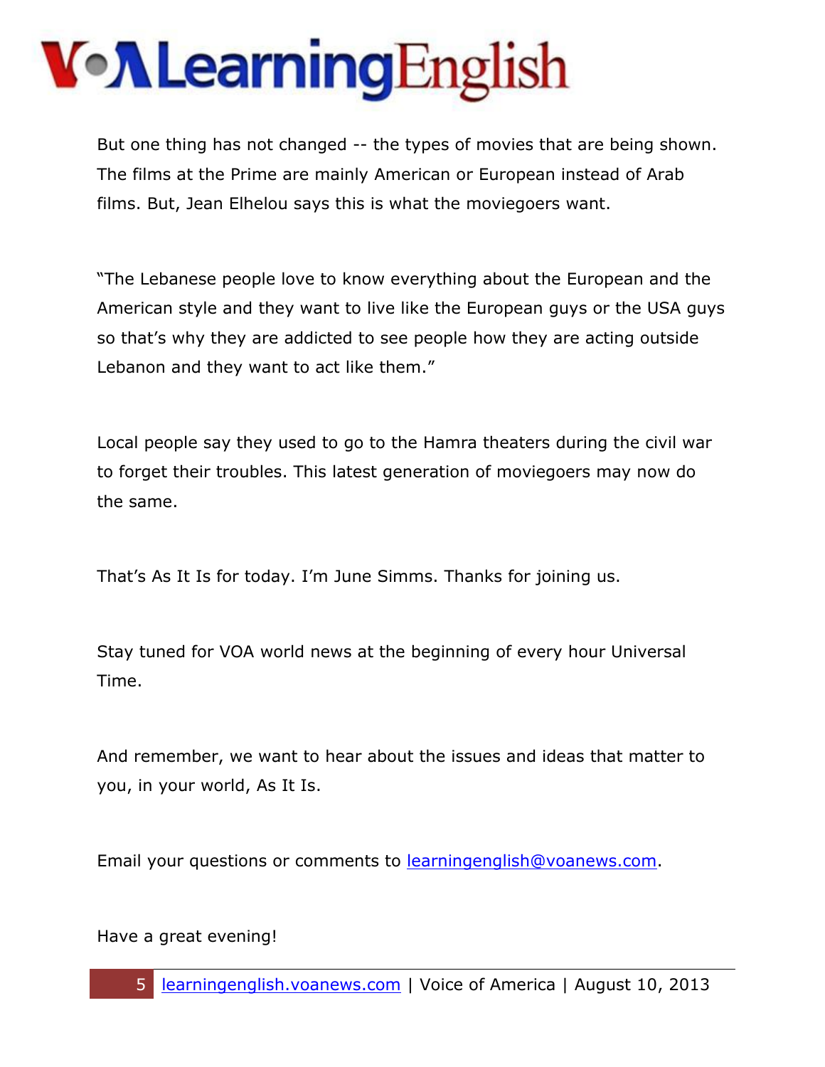But one thing has not changed -- the types of movies that are being shown. The films at the Prime are mainly American or European instead of Arab films. But, Jean Elhelou says this is what the moviegoers want.

"The Lebanese people love to know everything about the European and the American style and they want to live like the European guys or the USA guys so that's why they are addicted to see people how they are acting outside Lebanon and they want to act like them."

Local people say they used to go to the Hamra theaters during the civil war to forget their troubles. This latest generation of moviegoers may now do the same.

That's As It Is for today. I'm June Simms. Thanks for joining us.

Stay tuned for VOA world news at the beginning of every hour Universal Time.

And remember, we want to hear about the issues and ideas that matter to you, in your world, As It Is.

Email your questions or comments to learningenglish@voanews.com.

Have a great evening!